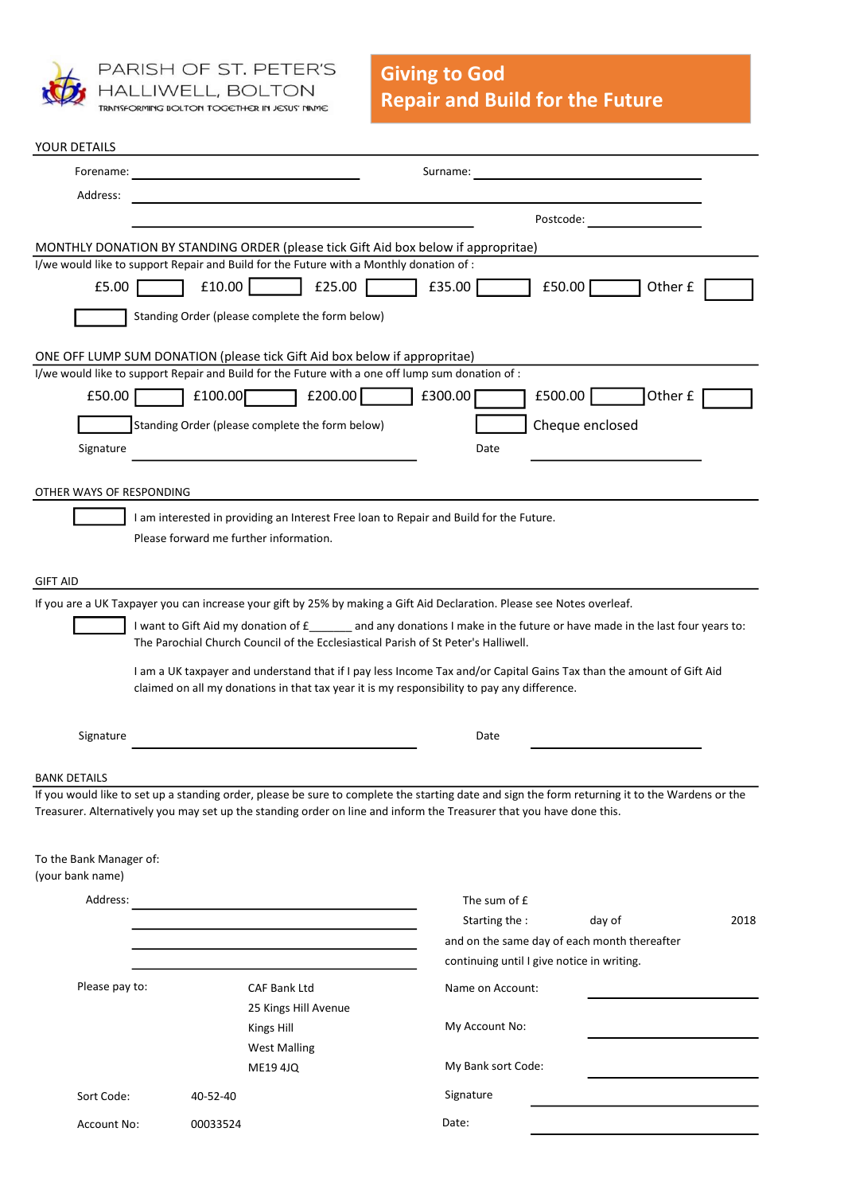PARISH OF ST. PETER'S
HALLIWELL, BOLTON
TRANSFORMING BOLTON TOGETHER IN JESUS' NAME

# Giving to God
# Repair and Build for the Future

## YOUR DETAILS

Forename: ______________________ Surname: ______________________

Address: ______________________________________________

______________________________ Postcode: ______________

## MONTHLY DONATION BY STANDING ORDER (please tick Gift Aid box below if appropritae)

I/we would like to support Repair and Build for the Future with a Monthly donation of :

£5.00 ☐ £10.00 ☐ £25.00 ☐ £35.00 ☐ £50.00 ☐ Other £ ☐

☐ Standing Order (please complete the form below)

## ONE OFF LUMP SUM DONATION (please tick Gift Aid box below if appropritae)

I/we would like to support Repair and Build for the Future with a one off lump sum donation of :

£50.00 ☐ £100.00 ☐ £200.00 ☐ £300.00 ☐ £500.00 ☐ Other £ ☐

☐ Standing Order (please complete the form below) ☐ Cheque enclosed

Signature ______________________ Date ______________

## OTHER WAYS OF RESPONDING

☐ I am interested in providing an Interest Free loan to Repair and Build for the Future.
Please forward me further information.

## GIFT AID

If you are a UK Taxpayer you can increase your gift by 25% by making a Gift Aid Declaration. Please see Notes overleaf.

☐ I want to Gift Aid my donation of £_______ and any donations I make in the future or have made in the last four years to: The Parochial Church Council of the Ecclesiastical Parish of St Peter's Halliwell.

I am a UK taxpayer and understand that if I pay less Income Tax and/or Capital Gains Tax than the amount of Gift Aid claimed on all my donations in that tax year it is my responsibility to pay any difference.

Signature ______________________ Date ______________

## BANK DETAILS

If you would like to set up a standing order, please be sure to complete the starting date and sign the form returning it to the Wardens or the Treasurer. Alternatively you may set up the standing order on line and inform the Treasurer that you have done this.

To the Bank Manager of:
(your bank name)

Address: ______________________

______________________

______________________

______________________

The sum of £
Starting the : day of 2018
and on the same day of each month thereafter
continuing until I give notice in writing.

Please pay to: CAF Bank Ltd
25 Kings Hill Avenue
Kings Hill
West Malling
ME19 4JQ

Sort Code: 40-52-40

Account No: 00033524

Name on Account: ______________

My Account No: ______________

My Bank sort Code: ______________

Signature ______________

Date: ______________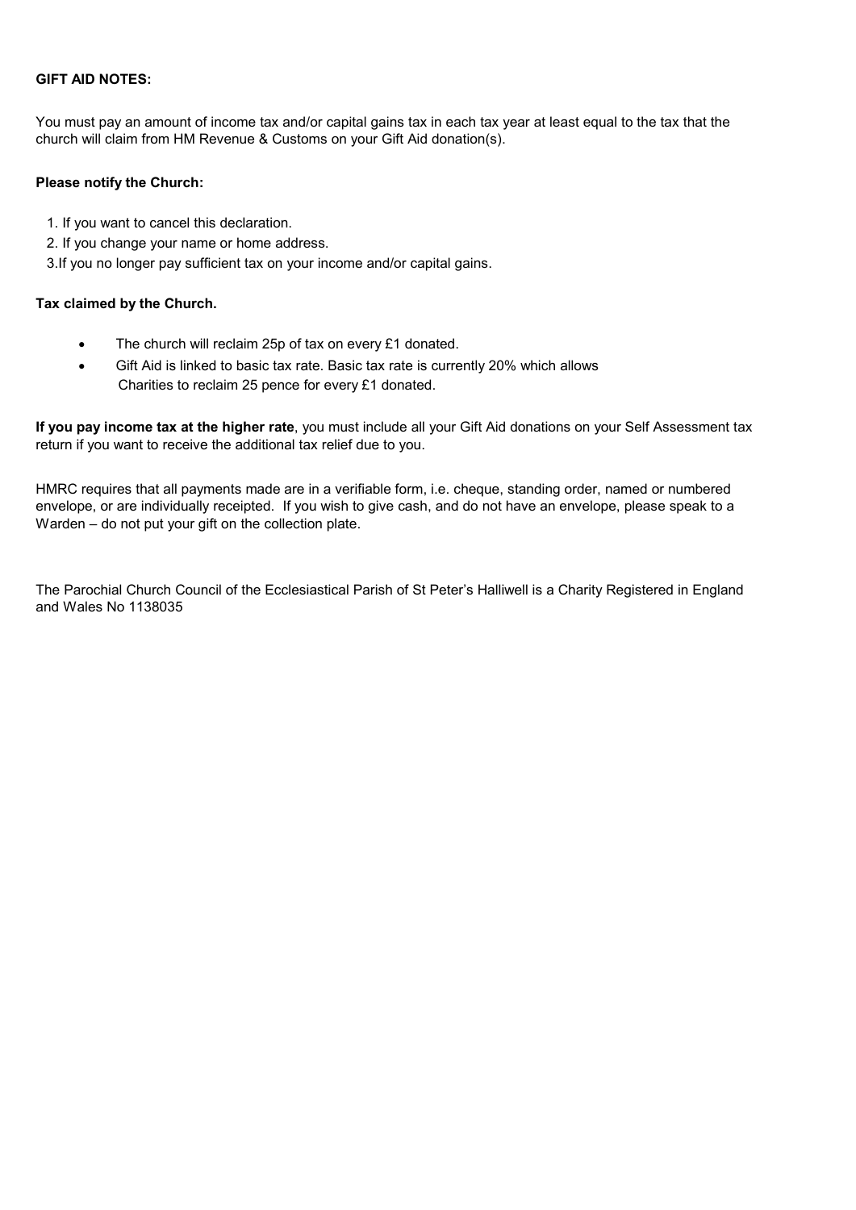**GIFT AID NOTES:**

You must pay an amount of income tax and/or capital gains tax in each tax year at least equal to the tax that the church will claim from HM Revenue & Customs on your Gift Aid donation(s).

**Please notify the Church:**

1. If you want to cancel this declaration.
2. If you change your name or home address.
3. If you no longer pay sufficient tax on your income and/or capital gains.

**Tax claimed by the Church.**

- The church will reclaim 25p of tax on every £1 donated.
- Gift Aid is linked to basic tax rate. Basic tax rate is currently 20% which allows Charities to reclaim 25 pence for every £1 donated.

**If you pay income tax at the higher rate**, you must include all your Gift Aid donations on your Self Assessment tax return if you want to receive the additional tax relief due to you.

HMRC requires that all payments made are in a verifiable form, i.e. cheque, standing order, named or numbered envelope, or are individually receipted. If you wish to give cash, and do not have an envelope, please speak to a Warden – do not put your gift on the collection plate.

The Parochial Church Council of the Ecclesiastical Parish of St Peter's Halliwell is a Charity Registered in England and Wales No 1138035